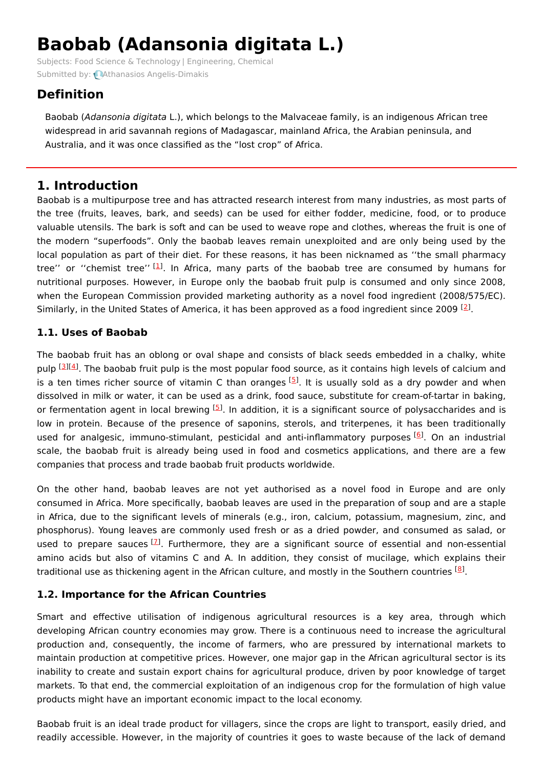# Baobab (Adansonia digitata L.)

Subjects: Food Science & Technology | Engineering, Chemical

Submitted by: Athanasios Angelis-Dimakis

## Definition

Baobab (*Adansonia digitata* L.), which belongs to the Malvaceae family, is an indigenous African tree widespread in arid savannah regions of Madagascar, mainland Africa, the Arabian peninsula, and Australia, and it was once classified as the "lost crop" of Africa.

## 1. Introduction

Baobab is a multipurpose tree and has attracted research interest from many industries, as most parts of the tree (fruits, leaves, bark, and seeds) can be used for either fodder, medicine, food, or to produce valuable utensils. The bark is soft and can be used to weave rope and clothes, whereas the fruit is one of the modern "superfoods". Only the baobab leaves remain unexploited and are only being used by the local population as part of their diet. For these reasons, it has been nicknamed as ''the small pharmacy tree'' or ''chemist tree'' [1]. In Africa, many parts of the baobab tree are consumed by humans for nutritional purposes. However, in Europe only the baobab fruit pulp is consumed and only since 2008, when the European Commission provided marketing authority as a novel food ingredient (2008/575/EC). Similarly, in the United States of America, it has been approved as a food ingredient since 2009 [2].

### 1.1. Uses of Baobab

The baobab fruit has an oblong or oval shape and consists of black seeds embedded in a chalky, white pulp [3][4]. The baobab fruit pulp is the most popular food source, as it contains high levels of calcium and is a ten times richer source of vitamin C than oranges [5]. It is usually sold as a dry powder and when dissolved in milk or water, it can be used as a drink, food sauce, substitute for cream-of-tartar in baking, or fermentation agent in local brewing [5]. In addition, it is a significant source of polysaccharides and is low in protein. Because of the presence of saponins, sterols, and triterpenes, it has been traditionally used for analgesic, immuno-stimulant, pesticidal and anti-inflammatory purposes [6]. On an industrial scale, the baobab fruit is already being used in food and cosmetics applications, and there are a few companies that process and trade baobab fruit products worldwide.

On the other hand, baobab leaves are not yet authorised as a novel food in Europe and are only consumed in Africa. More specifically, baobab leaves are used in the preparation of soup and are a staple in Africa, due to the significant levels of minerals (e.g., iron, calcium, potassium, magnesium, zinc, and phosphorus). Young leaves are commonly used fresh or as a dried powder, and consumed as salad, or used to prepare sauces [7]. Furthermore, they are a significant source of essential and non-essential amino acids but also of vitamins C and A. In addition, they consist of mucilage, which explains their traditional use as thickening agent in the African culture, and mostly in the Southern countries [8].

### 1.2. Importance for the African Countries

Smart and effective utilisation of indigenous agricultural resources is a key area, through which developing African country economies may grow. There is a continuous need to increase the agricultural production and, consequently, the income of farmers, who are pressured by international markets to maintain production at competitive prices. However, one major gap in the African agricultural sector is its inability to create and sustain export chains for agricultural produce, driven by poor knowledge of target markets. To that end, the commercial exploitation of an indigenous crop for the formulation of high value products might have an important economic impact to the local economy.

Baobab fruit is an ideal trade product for villagers, since the crops are light to transport, easily dried, and readily accessible. However, in the majority of countries it goes to waste because of the lack of demand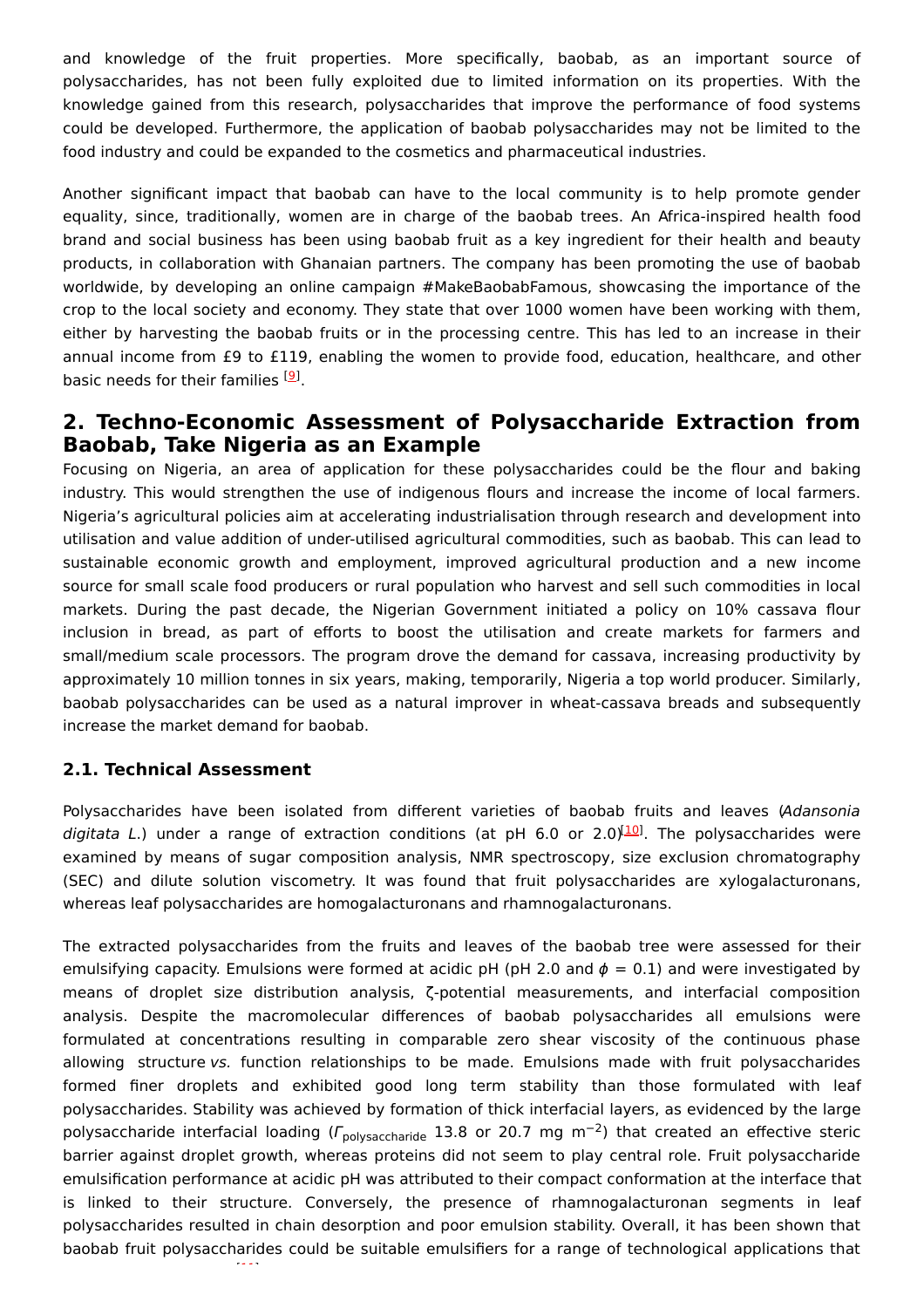and knowledge of the fruit properties. More specifically, baobab, as an important source of polysaccharides, has not been fully exploited due to limited information on its properties. With the knowledge gained from this research, polysaccharides that improve the performance of food systems could be developed. Furthermore, the application of baobab polysaccharides may not be limited to the food industry and could be expanded to the cosmetics and pharmaceutical industries.

Another significant impact that baobab can have to the local community is to help promote gender equality, since, traditionally, women are in charge of the baobab trees. An Africa-inspired health food brand and social business has been using baobab fruit as a key ingredient for their health and beauty products, in collaboration with Ghanaian partners. The company has been promoting the use of baobab worldwide, by developing an online campaign #MakeBaobabFamous, showcasing the importance of the crop to the local society and economy. They state that over 1000 women have been working with them, either by harvesting the baobab fruits or in the processing centre. This has led to an increase in their annual income from £9 to £119, enabling the women to provide food, education, healthcare, and other basic needs for their families [9].

## 2. Techno-Economic Assessment of Polysaccharide Extraction from Baobab, Take Nigeria as an Example

Focusing on Nigeria, an area of application for these polysaccharides could be the flour and baking industry. This would strengthen the use of indigenous flours and increase the income of local farmers. Nigeria's agricultural policies aim at accelerating industrialisation through research and development into utilisation and value addition of under-utilised agricultural commodities, such as baobab. This can lead to sustainable economic growth and employment, improved agricultural production and a new income source for small scale food producers or rural population who harvest and sell such commodities in local markets. During the past decade, the Nigerian Government initiated a policy on 10% cassava flour inclusion in bread, as part of efforts to boost the utilisation and create markets for farmers and small/medium scale processors. The program drove the demand for cassava, increasing productivity by approximately 10 million tonnes in six years, making, temporarily, Nigeria a top world producer. Similarly, baobab polysaccharides can be used as a natural improver in wheat-cassava breads and subsequently increase the market demand for baobab.

### 2.1. Technical Assessment

Polysaccharides have been isolated from different varieties of baobab fruits and leaves (*Adansonia digitata L.*) under a range of extraction conditions (at pH 6.0 or 2.0)[10]. The polysaccharides were examined by means of sugar composition analysis, NMR spectroscopy, size exclusion chromatography (SEC) and dilute solution viscometry. It was found that fruit polysaccharides are xylogalacturonans, whereas leaf polysaccharides are homogalacturonans and rhamnogalacturonans.

The extracted polysaccharides from the fruits and leaves of the baobab tree were assessed for their emulsifying capacity. Emulsions were formed at acidic pH (pH 2.0 and $\phi$ = 0.1) and were investigated by means of droplet size distribution analysis, ζ-potential measurements, and interfacial composition analysis. Despite the macromolecular differences of baobab polysaccharides all emulsions were formulated at concentrations resulting in comparable zero shear viscosity of the continuous phase allowing structure *vs.* function relationships to be made. Emulsions made with fruit polysaccharides formed finer droplets and exhibited good long term stability than those formulated with leaf polysaccharides. Stability was achieved by formation of thick interfacial layers, as evidenced by the large polysaccharide interfacial loading ($\Gamma_{\text{polysaccharide}}$ 13.8 or 20.7 mg m$^{-2}$) that created an effective steric barrier against droplet growth, whereas proteins did not seem to play central role. Fruit polysaccharide emulsification performance at acidic pH was attributed to their compact conformation at the interface that is linked to their structure. Conversely, the presence of rhamnogalacturonan segments in leaf polysaccharides resulted in chain desorption and poor emulsion stability. Overall, it has been shown that baobab fruit polysaccharides could be suitable emulsifiers for a range of technological applications that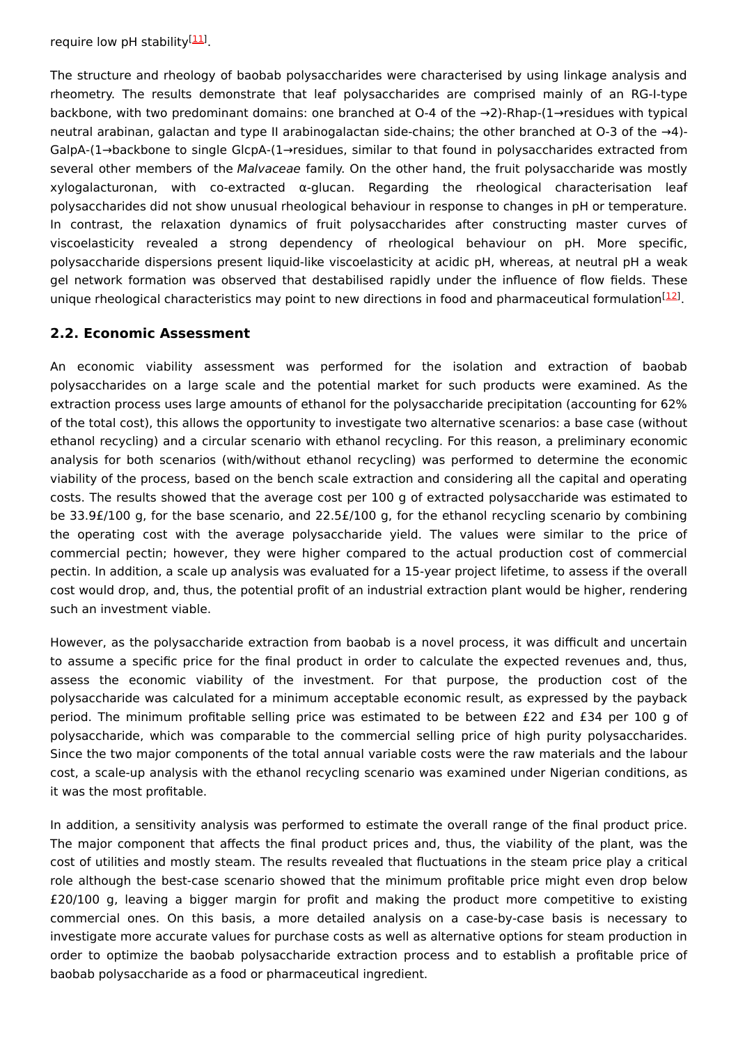require low pH stability[11].

The structure and rheology of baobab polysaccharides were characterised by using linkage analysis and rheometry. The results demonstrate that leaf polysaccharides are comprised mainly of an RG-I-type backbone, with two predominant domains: one branched at O-4 of the →2)-Rhap-(1→residues with typical neutral arabinan, galactan and type II arabinogalactan side-chains; the other branched at O-3 of the →4)-GalpA-(1→backbone to single GlcpA-(1→residues, similar to that found in polysaccharides extracted from several other members of the *Malvaceae* family. On the other hand, the fruit polysaccharide was mostly xylogalacturonan, with co-extracted α-glucan. Regarding the rheological characterisation leaf polysaccharides did not show unusual rheological behaviour in response to changes in pH or temperature. In contrast, the relaxation dynamics of fruit polysaccharides after constructing master curves of viscoelasticity revealed a strong dependency of rheological behaviour on pH. More specific, polysaccharide dispersions present liquid-like viscoelasticity at acidic pH, whereas, at neutral pH a weak gel network formation was observed that destabilised rapidly under the influence of flow fields. These unique rheological characteristics may point to new directions in food and pharmaceutical formulation[12].

## 2.2. Economic Assessment

An economic viability assessment was performed for the isolation and extraction of baobab polysaccharides on a large scale and the potential market for such products were examined. As the extraction process uses large amounts of ethanol for the polysaccharide precipitation (accounting for 62% of the total cost), this allows the opportunity to investigate two alternative scenarios: a base case (without ethanol recycling) and a circular scenario with ethanol recycling. For this reason, a preliminary economic analysis for both scenarios (with/without ethanol recycling) was performed to determine the economic viability of the process, based on the bench scale extraction and considering all the capital and operating costs. The results showed that the average cost per 100 g of extracted polysaccharide was estimated to be 33.9£/100 g, for the base scenario, and 22.5£/100 g, for the ethanol recycling scenario by combining the operating cost with the average polysaccharide yield. The values were similar to the price of commercial pectin; however, they were higher compared to the actual production cost of commercial pectin. In addition, a scale up analysis was evaluated for a 15-year project lifetime, to assess if the overall cost would drop, and, thus, the potential profit of an industrial extraction plant would be higher, rendering such an investment viable.

However, as the polysaccharide extraction from baobab is a novel process, it was difficult and uncertain to assume a specific price for the final product in order to calculate the expected revenues and, thus, assess the economic viability of the investment. For that purpose, the production cost of the polysaccharide was calculated for a minimum acceptable economic result, as expressed by the payback period. The minimum profitable selling price was estimated to be between £22 and £34 per 100 g of polysaccharide, which was comparable to the commercial selling price of high purity polysaccharides. Since the two major components of the total annual variable costs were the raw materials and the labour cost, a scale-up analysis with the ethanol recycling scenario was examined under Nigerian conditions, as it was the most profitable.

In addition, a sensitivity analysis was performed to estimate the overall range of the final product price. The major component that affects the final product prices and, thus, the viability of the plant, was the cost of utilities and mostly steam. The results revealed that fluctuations in the steam price play a critical role although the best-case scenario showed that the minimum profitable price might even drop below £20/100 g, leaving a bigger margin for profit and making the product more competitive to existing commercial ones. On this basis, a more detailed analysis on a case-by-case basis is necessary to investigate more accurate values for purchase costs as well as alternative options for steam production in order to optimize the baobab polysaccharide extraction process and to establish a profitable price of baobab polysaccharide as a food or pharmaceutical ingredient.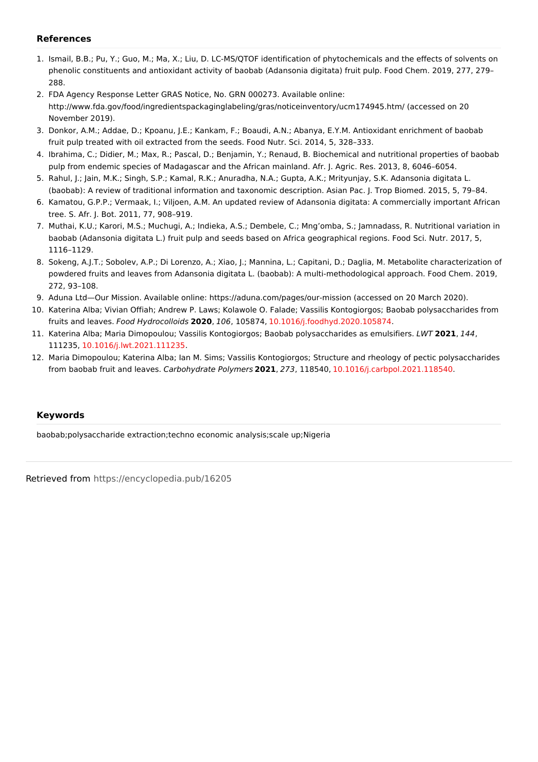## References

1. Ismail, B.B.; Pu, Y.; Guo, M.; Ma, X.; Liu, D. LC-MS/QTOF identification of phytochemicals and the effects of solvents on phenolic constituents and antioxidant activity of baobab (Adansonia digitata) fruit pulp. Food Chem. 2019, 277, 279–288.
2. FDA Agency Response Letter GRAS Notice, No. GRN 000273. Available online: http://www.fda.gov/food/ingredientspackaginglabeling/gras/noticeinventory/ucm174945.htm/ (accessed on 20 November 2019).
3. Donkor, A.M.; Addae, D.; Kpoanu, J.E.; Kankam, F.; Boaudi, A.N.; Abanya, E.Y.M. Antioxidant enrichment of baobab fruit pulp treated with oil extracted from the seeds. Food Nutr. Sci. 2014, 5, 328–333.
4. Ibrahima, C.; Didier, M.; Max, R.; Pascal, D.; Benjamin, Y.; Renaud, B. Biochemical and nutritional properties of baobab pulp from endemic species of Madagascar and the African mainland. Afr. J. Agric. Res. 2013, 8, 6046–6054.
5. Rahul, J.; Jain, M.K.; Singh, S.P.; Kamal, R.K.; Anuradha, N.A.; Gupta, A.K.; Mrityunjay, S.K. Adansonia digitata L. (baobab): A review of traditional information and taxonomic description. Asian Pac. J. Trop Biomed. 2015, 5, 79–84.
6. Kamatou, G.P.P.; Vermaak, I.; Viljoen, A.M. An updated review of Adansonia digitata: A commercially important African tree. S. Afr. J. Bot. 2011, 77, 908–919.
7. Muthai, K.U.; Karori, M.S.; Muchugi, A.; Indieka, A.S.; Dembele, C.; Mng'omba, S.; Jamnadass, R. Nutritional variation in baobab (Adansonia digitata L.) fruit pulp and seeds based on Africa geographical regions. Food Sci. Nutr. 2017, 5, 1116–1129.
8. Sokeng, A.J.T.; Sobolev, A.P.; Di Lorenzo, A.; Xiao, J.; Mannina, L.; Capitani, D.; Daglia, M. Metabolite characterization of powdered fruits and leaves from Adansonia digitata L. (baobab): A multi-methodological approach. Food Chem. 2019, 272, 93–108.
9. Aduna Ltd—Our Mission. Available online: https://aduna.com/pages/our-mission (accessed on 20 March 2020).
10. Katerina Alba; Vivian Offiah; Andrew P. Laws; Kolawole O. Falade; Vassilis Kontogiorgos; Baobab polysaccharides from fruits and leaves. *Food Hydrocolloids* **2020**, *106*, 105874, 10.1016/j.foodhyd.2020.105874.
11. Katerina Alba; Maria Dimopoulou; Vassilis Kontogiorgos; Baobab polysaccharides as emulsifiers. *LWT* **2021**, *144*, 111235, 10.1016/j.lwt.2021.111235.
12. Maria Dimopoulou; Katerina Alba; Ian M. Sims; Vassilis Kontogiorgos; Structure and rheology of pectic polysaccharides from baobab fruit and leaves. *Carbohydrate Polymers* **2021**, *273*, 118540, 10.1016/j.carbpol.2021.118540.

## Keywords

baobab;polysaccharide extraction;techno economic analysis;scale up;Nigeria

Retrieved from https://encyclopedia.pub/16205